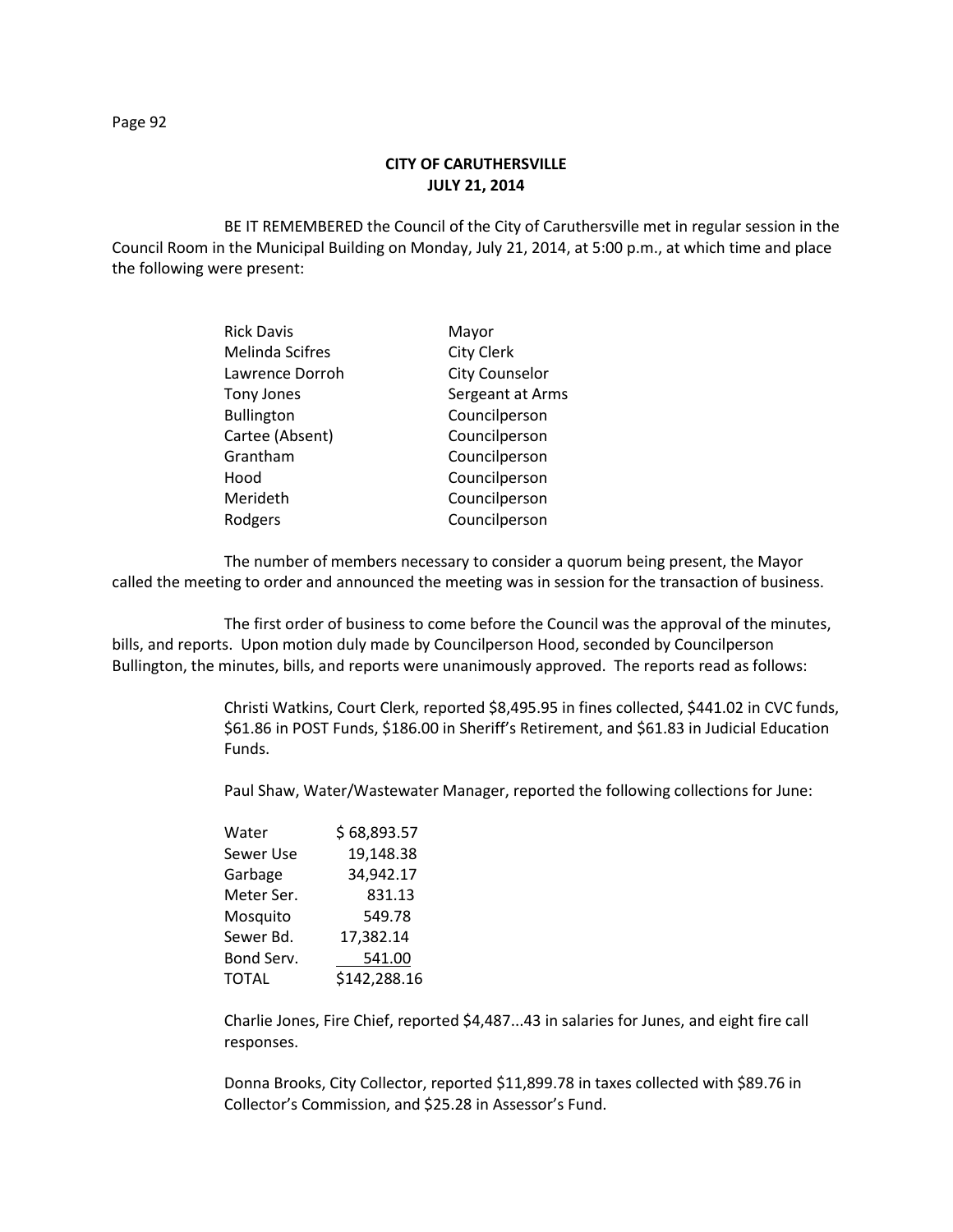# CITY OF CARUTHERSVILLE
## JULY 21, 2014

BE IT REMEMBERED the Council of the City of Caruthersville met in regular session in the Council Room in the Municipal Building on Monday, July 21, 2014, at 5:00 p.m., at which time and place the following were present:

| | |
|---|---|
| Rick Davis | Mayor |
| Melinda Scifres | City Clerk |
| Lawrence Dorroh | City Counselor |
| Tony Jones | Sergeant at Arms |
| Bullington | Councilperson |
| Cartee (Absent) | Councilperson |
| Grantham | Councilperson |
| Hood | Councilperson |
| Merideth | Councilperson |
| Rodgers | Councilperson |

The number of members necessary to consider a quorum being present, the Mayor called the meeting to order and announced the meeting was in session for the transaction of business.

The first order of business to come before the Council was the approval of the minutes, bills, and reports. Upon motion duly made by Councilperson Hood, seconded by Councilperson Bullington, the minutes, bills, and reports were unanimously approved. The reports read as follows:

Christi Watkins, Court Clerk, reported $8,495.95 in fines collected, $441.02 in CVC funds, $61.86 in POST Funds, $186.00 in Sheriff's Retirement, and $61.83 in Judicial Education Funds.

Paul Shaw, Water/Wastewater Manager, reported the following collections for June:

| | |
|---|---|
| Water | $ 68,893.57 |
| Sewer Use | 19,148.38 |
| Garbage | 34,942.17 |
| Meter Ser. | 831.13 |
| Mosquito | 549.78 |
| Sewer Bd. | 17,382.14 |
| Bond Serv. | 541.00 |
| TOTAL | $142,288.16 |

Charlie Jones, Fire Chief, reported $4,487...43 in salaries for Junes, and eight fire call responses.

Donna Brooks, City Collector, reported $11,899.78 in taxes collected with $89.76 in Collector's Commission, and $25.28 in Assessor's Fund.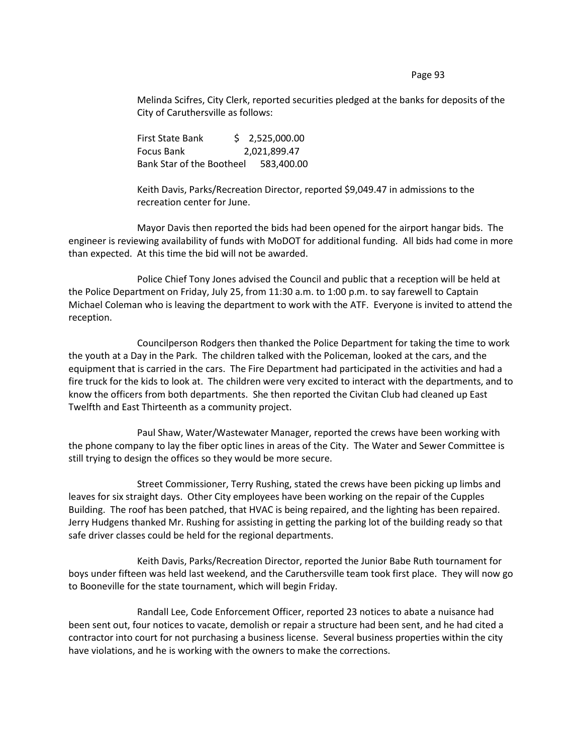Melinda Scifres, City Clerk, reported securities pledged at the banks for deposits of the City of Caruthersville as follows:

| | |
|---|---|
| First State Bank | $ 2,525,000.00 |
| Focus Bank | 2,021,899.47 |
| Bank Star of the Bootheel | 583,400.00 |

Keith Davis, Parks/Recreation Director, reported $9,049.47 in admissions to the recreation center for June.

Mayor Davis then reported the bids had been opened for the airport hangar bids. The engineer is reviewing availability of funds with MoDOT for additional funding. All bids had come in more than expected. At this time the bid will not be awarded.

Police Chief Tony Jones advised the Council and public that a reception will be held at the Police Department on Friday, July 25, from 11:30 a.m. to 1:00 p.m. to say farewell to Captain Michael Coleman who is leaving the department to work with the ATF. Everyone is invited to attend the reception.

Councilperson Rodgers then thanked the Police Department for taking the time to work the youth at a Day in the Park. The children talked with the Policeman, looked at the cars, and the equipment that is carried in the cars. The Fire Department had participated in the activities and had a fire truck for the kids to look at. The children were very excited to interact with the departments, and to know the officers from both departments. She then reported the Civitan Club had cleaned up East Twelfth and East Thirteenth as a community project.

Paul Shaw, Water/Wastewater Manager, reported the crews have been working with the phone company to lay the fiber optic lines in areas of the City. The Water and Sewer Committee is still trying to design the offices so they would be more secure.

Street Commissioner, Terry Rushing, stated the crews have been picking up limbs and leaves for six straight days. Other City employees have been working on the repair of the Cupples Building. The roof has been patched, that HVAC is being repaired, and the lighting has been repaired. Jerry Hudgens thanked Mr. Rushing for assisting in getting the parking lot of the building ready so that safe driver classes could be held for the regional departments.

Keith Davis, Parks/Recreation Director, reported the Junior Babe Ruth tournament for boys under fifteen was held last weekend, and the Caruthersville team took first place. They will now go to Booneville for the state tournament, which will begin Friday.

Randall Lee, Code Enforcement Officer, reported 23 notices to abate a nuisance had been sent out, four notices to vacate, demolish or repair a structure had been sent, and he had cited a contractor into court for not purchasing a business license. Several business properties within the city have violations, and he is working with the owners to make the corrections.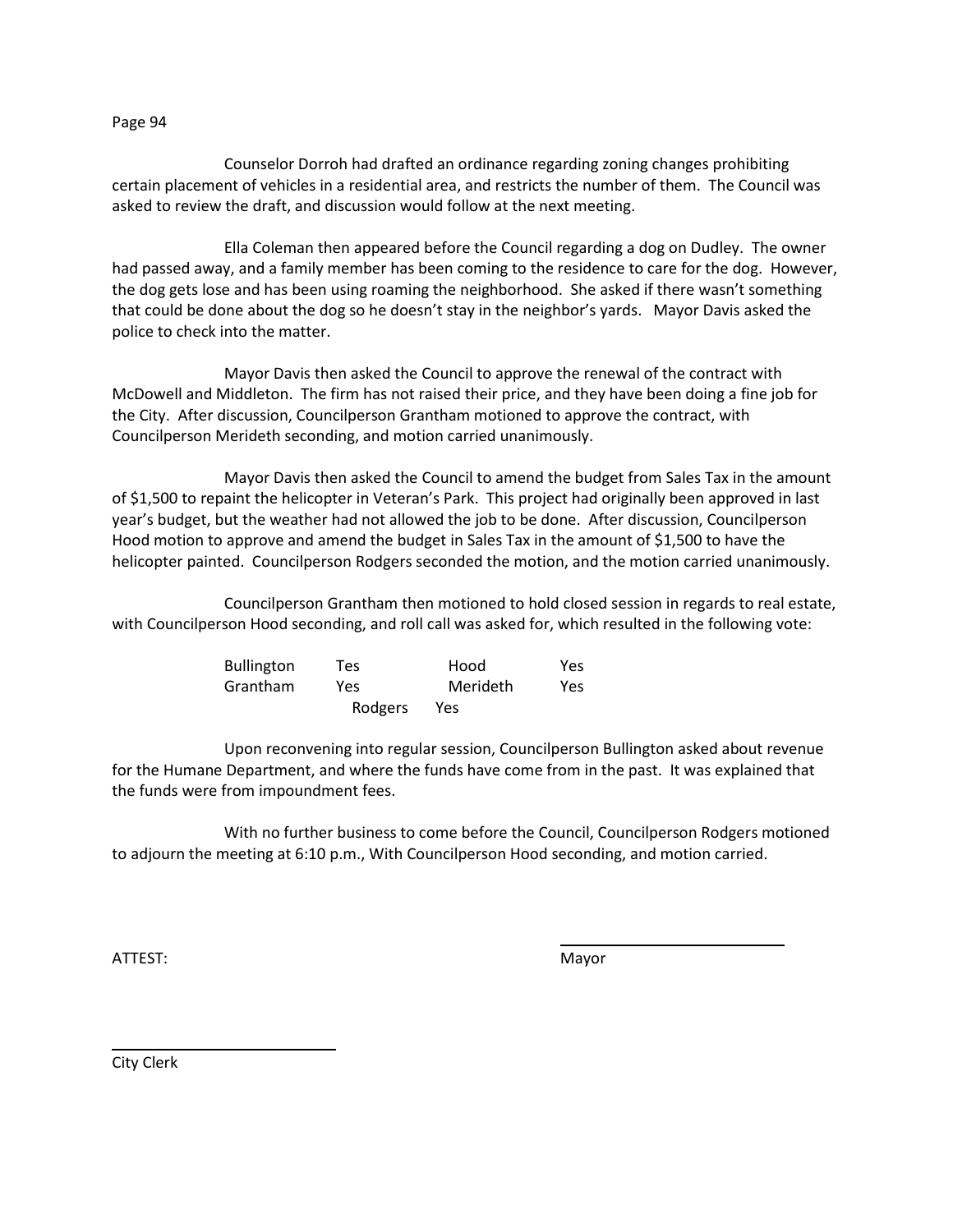Counselor Dorroh had drafted an ordinance regarding zoning changes prohibiting certain placement of vehicles in a residential area, and restricts the number of them. The Council was asked to review the draft, and discussion would follow at the next meeting.

Ella Coleman then appeared before the Council regarding a dog on Dudley. The owner had passed away, and a family member has been coming to the residence to care for the dog. However, the dog gets lose and has been using roaming the neighborhood. She asked if there wasn't something that could be done about the dog so he doesn't stay in the neighbor's yards. Mayor Davis asked the police to check into the matter.

Mayor Davis then asked the Council to approve the renewal of the contract with McDowell and Middleton. The firm has not raised their price, and they have been doing a fine job for the City. After discussion, Councilperson Grantham motioned to approve the contract, with Councilperson Merideth seconding, and motion carried unanimously.

Mayor Davis then asked the Council to amend the budget from Sales Tax in the amount of $1,500 to repaint the helicopter in Veteran's Park. This project had originally been approved in last year's budget, but the weather had not allowed the job to be done. After discussion, Councilperson Hood motion to approve and amend the budget in Sales Tax in the amount of $1,500 to have the helicopter painted. Councilperson Rodgers seconded the motion, and the motion carried unanimously.

Councilperson Grantham then motioned to hold closed session in regards to real estate, with Councilperson Hood seconding, and roll call was asked for, which resulted in the following vote:

| | | | |
|---|---|---|---|
| Bullington | Tes | Hood | Yes |
| Grantham | Yes | Merideth | Yes |
| Rodgers | Yes | | |

Upon reconvening into regular session, Councilperson Bullington asked about revenue for the Humane Department, and where the funds have come from in the past. It was explained that the funds were from impoundment fees.

With no further business to come before the Council, Councilperson Rodgers motioned to adjourn the meeting at 6:10 p.m., With Councilperson Hood seconding, and motion carried.

ATTEST:

\_\_\_\_\_\_\_\_\_\_\_\_\_\_\_\_\_\_\_\_\_\_\_\_\_\_\_
Mayor

\_\_\_\_\_\_\_\_\_\_\_\_\_\_\_\_\_\_\_\_\_\_\_\_\_\_\_
City Clerk